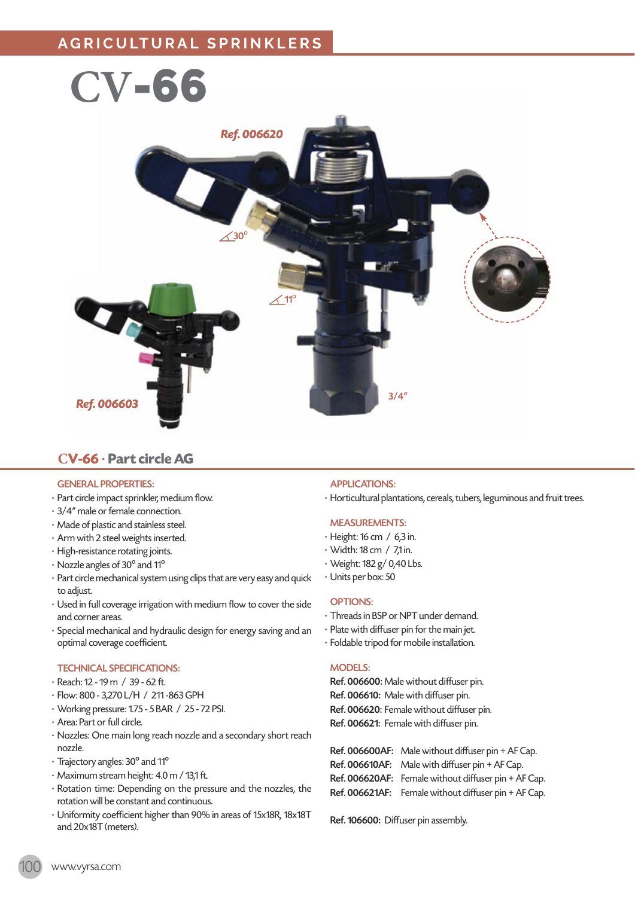AGRICULTURAL SPRINKLERS

# CV-66

Ref. 006620

∠30°

∠11°

3/4"

Ref. 006603

## CV-66 · Part circle AG

### GENERAL PROPERTIES:

- Part circle impact sprinkler, medium flow.
- 3/4" male or female connection.
- Made of plastic and stainless steel.
- Arm with 2 steel weights inserted.
- High-resistance rotating joints.
- Nozzle angles of 30° and 11°
- Part circle mechanical system using clips that are very easy and quick to adjust.
- Used in full coverage irrigation with medium flow to cover the side and corner areas.
- Special mechanical and hydraulic design for energy saving and an optimal coverage coefficient.

### TECHNICAL SPECIFICATIONS:

- Reach: 12 - 19 m / 39 - 62 ft.
- Flow: 800 - 3,270 L/H / 211 -863 GPH
- Working pressure: 1.75 - 5 BAR / 25 - 72 PSI.
- Area: Part or full circle.
- Nozzles: One main long reach nozzle and a secondary short reach nozzle.
- Trajectory angles: 30° and 11°
- Maximum stream height: 4.0 m / 13,1 ft.
- Rotation time: Depending on the pressure and the nozzles, the rotation will be constant and continuous.
- Uniformity coefficient higher than 90% in areas of 15x18R, 18x18T and 20x18T (meters).

### APPLICATIONS:

- Horticultural plantations, cereals, tubers, leguminous and fruit trees.

### MEASUREMENTS:

- Height: 16 cm / 6,3 in.
- Width: 18 cm / 7,1 in.
- Weight: 182 g/ 0,40 Lbs.
- Units per box: 50

### OPTIONS:

- Threads in BSP or NPT under demand.
- Plate with diffuser pin for the main jet.
- Foldable tripod for mobile installation.

### MODELS:

**Ref. 006600:** Male without diffuser pin.
**Ref. 006610:** Male with diffuser pin.
**Ref. 006620:** Female without diffuser pin.
**Ref. 006621:** Female with diffuser pin.

**Ref. 006600AF:** Male without diffuser pin + AF Cap.
**Ref. 006610AF:** Male with diffuser pin + AF Cap.
**Ref. 006620AF:** Female without diffuser pin + AF Cap.
**Ref. 006621AF:** Female without diffuser pin + AF Cap.

**Ref. 106600:** Diffuser pin assembly.

www.vyrsa.com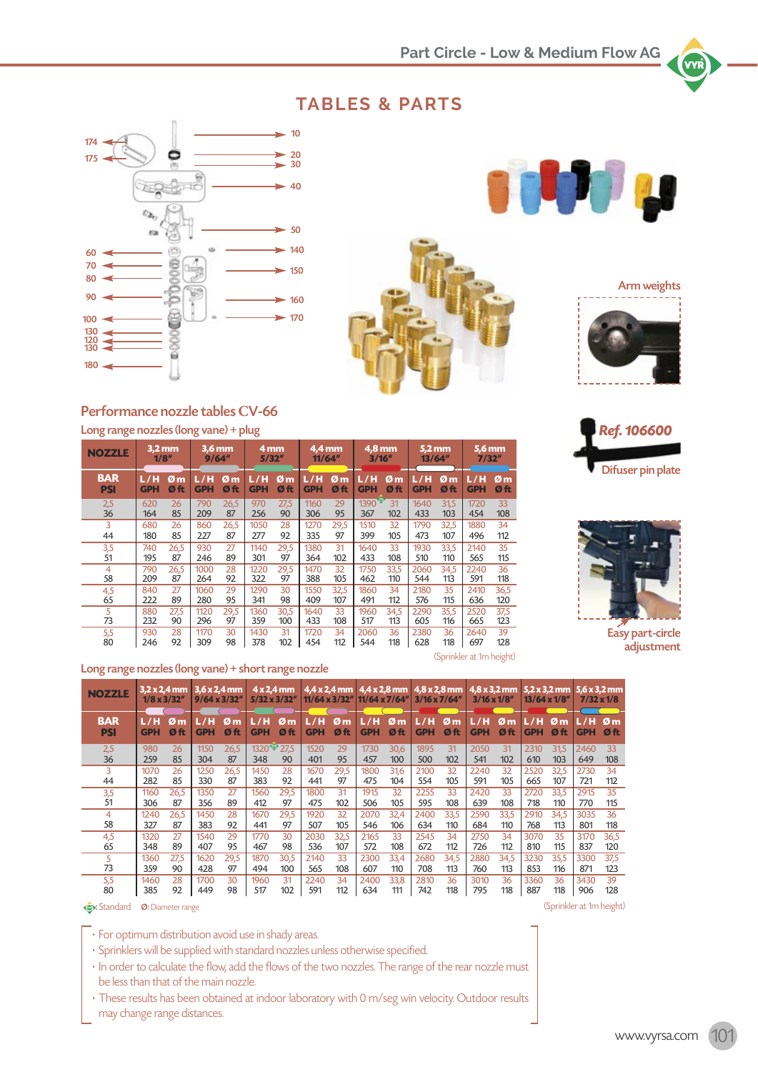## TABLES & PARTS

174
175
10
20
30
40
50
60
70
80
140
150
90
160
100
170
130
120
130
180

Arm weights

Ref. 106600

Difuser pin plate

Easy part-circle adjustment

### Performance nozzle tables CV-66

Long range nozzles (long vane) + plug

| NOZZLE | 3,2 mm 1/8" | | 3,6 mm 9/64" | | 4 mm 5/32" | | 4,4 mm 11/64" | | 4,8 mm 3/16" | | 5,2 mm 13/64" | | 5,6 mm 7/32" | |
|---|---|---|---|---|---|---|---|---|---|---|---|---|---|---|
| BAR PSI | L/H GPH | Øm Øft | L/H GPH | Øm Øft | L/H GPH | Øm Øft | L/H GPH | Øm Øft | L/H GPH | Øm Øft | L/H GPH | Øm Øft | L/H GPH | Øm Øft |
| 2,5 36 | 620 164 | 26 85 | 790 209 | 26,5 87 | 970 256 | 27,5 90 | 1160 306 | 29 95 | 1390 367 | 31 102 | 1640 433 | 31,5 103 | 1720 454 | 33 108 |
| 3 44 | 680 180 | 26 85 | 860 227 | 26,5 87 | 1050 277 | 28 92 | 1270 335 | 29,5 97 | 1510 399 | 32 105 | 1790 473 | 32,5 107 | 1880 496 | 34 112 |
| 3,5 51 | 740 195 | 26,5 87 | 930 246 | 27 89 | 1140 301 | 29,5 97 | 1380 364 | 31 102 | 1640 433 | 33 108 | 1930 510 | 33,5 110 | 2140 565 | 35 115 |
| 4 58 | 790 209 | 26,5 87 | 1000 264 | 28 92 | 1220 322 | 29,5 97 | 1470 388 | 32 105 | 1750 462 | 33,5 110 | 2060 544 | 34,5 113 | 2240 591 | 36 118 |
| 4,5 65 | 840 222 | 27 89 | 1060 280 | 29 95 | 1290 341 | 30 98 | 1550 409 | 32,5 107 | 1860 491 | 34 112 | 2180 576 | 35 115 | 2410 636 | 36,5 120 |
| 5 73 | 880 232 | 27,5 90 | 1120 296 | 29,5 97 | 1360 359 | 30,5 100 | 1640 433 | 33 108 | 1960 517 | 34,5 113 | 2290 605 | 35,5 116 | 2520 665 | 37,5 123 |
| 5,5 80 | 930 246 | 28 92 | 1170 309 | 30 98 | 1430 378 | 31 102 | 1720 454 | 34 112 | 2060 544 | 36 118 | 2380 628 | 36 118 | 2640 697 | 39 128 |

(Sprinkler at 1m height)

Long range nozzles (long vane) + short range nozzle

| NOZZLE | 3,2 x 2,4 mm 1/8 x 3/32" | | 3,6 x 2,4 mm 9/64 x 3/32" | | 4 x 2,4 mm 5/32 x 3/32" | | 4,4 x 2,4 mm 11/64 x 3/32" | | 4,4 x 2,8 mm 11/64 x 7/64" | | 4,8 x 2,8 mm 3/16 x 7/64" | | 4,8 x 3,2 mm 3/16 x 1/8" | | 5,2 x 3,2 mm 13/64 x 1/8" | | 5,6 x 3,2 mm 7/32 x 1/8 | |
|---|---|---|---|---|---|---|---|---|---|---|---|---|---|---|---|---|---|---|
| BAR PSI | L/H GPH | Øm Øft | L/H GPH | Øm Øft | L/H GPH | Øm Øft | L/H GPH | Øm Øft | L/H GPH | Øm Øft | L/H GPH | Øm Øft | L/H GPH | Øm Øft | L/H GPH | Øm Øft | L/H GPH | Øm Øft |
| 2,5 36 | 980 259 | 26 85 | 1150 304 | 26,5 87 | 1320 348 | 27,5 90 | 1520 401 | 29 95 | 1730 457 | 30,6 100 | 1895 500 | 31 102 | 2050 541 | 31 102 | 2310 610 | 31,5 103 | 2460 649 | 33 108 |
| 3 44 | 1070 282 | 26 85 | 1250 330 | 26,5 87 | 1450 383 | 28 92 | 1670 441 | 29,5 97 | 1800 475 | 31,6 104 | 2100 554 | 32 105 | 2240 591 | 32 105 | 2520 665 | 32,5 107 | 2730 721 | 34 112 |
| 3,5 51 | 1160 306 | 26,5 87 | 1350 356 | 27 89 | 1560 412 | 29,5 97 | 1800 475 | 31 102 | 1915 506 | 32 105 | 2255 595 | 33 108 | 2420 639 | 33 108 | 2720 718 | 33,5 110 | 2915 770 | 35 115 |
| 4 58 | 1240 327 | 26,5 87 | 1450 383 | 28 92 | 1670 441 | 29,5 97 | 1920 507 | 32 105 | 2070 546 | 32,4 106 | 2400 634 | 33,5 110 | 2590 684 | 33,5 110 | 2910 768 | 34,5 113 | 3035 801 | 36 118 |
| 4,5 65 | 1320 348 | 27 89 | 1540 407 | 29 95 | 1770 467 | 30 98 | 2030 536 | 32,5 107 | 2165 572 | 33 108 | 2545 672 | 34 112 | 2750 726 | 34 112 | 3070 810 | 35 115 | 3170 837 | 36,5 120 |
| 5 73 | 1360 359 | 27,5 90 | 1620 428 | 29,5 97 | 1870 494 | 30,5 100 | 2140 565 | 33 108 | 2300 607 | 33,4 110 | 2680 708 | 34,5 113 | 2880 760 | 34,5 113 | 3230 853 | 35,5 116 | 3300 871 | 37,5 123 |
| 5,5 80 | 1460 385 | 28 92 | 1700 449 | 30 98 | 1960 517 | 31 102 | 2240 591 | 34 112 | 2400 634 | 33,8 111 | 2810 742 | 36 118 | 3010 795 | 36 118 | 3360 887 | 36 118 | 3430 906 | 39 128 |

: Standard Ø: Diameter range

(Sprinkler at 1m height)

- For optimum distribution avoid use in shady areas.
- Sprinklers will be supplied with standard nozzles unless otherwise specified.
- In order to calculate the flow, add the flows of the two nozzles. The range of the rear nozzle must be less than that of the main nozzle.
- These results has been obtained at indoor laboratory with 0 m/seg win velocity. Outdoor results may change range distances.

www.vyrsa.com